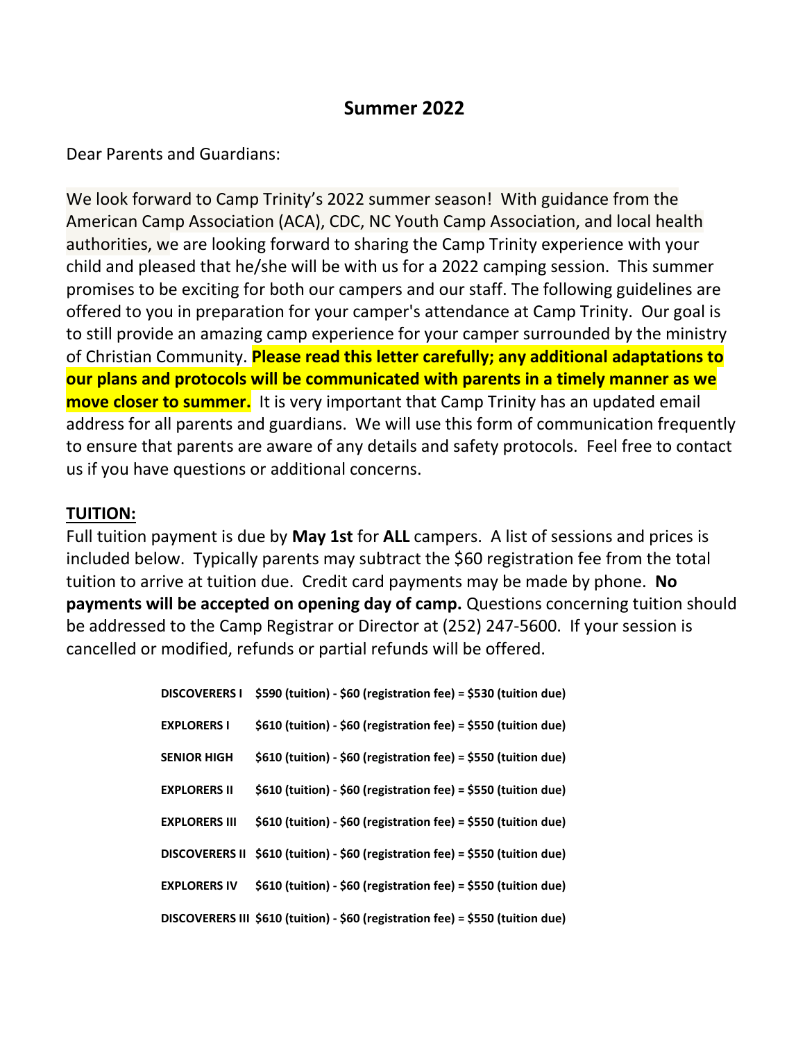## Summer 2022

Dear Parents and Guardians:

We look forward to Camp Trinity's 2022 summer season! With guidance from the American Camp Association (ACA), CDC, NC Youth Camp Association, and local health authorities, we are looking forward to sharing the Camp Trinity experience with your child and pleased that he/she will be with us for a 2022 camping session. This summer promises to be exciting for both our campers and our staff. The following guidelines are offered to you in preparation for your camper's attendance at Camp Trinity. Our goal is to still provide an amazing camp experience for your camper surrounded by the ministry of Christian Community. **Please read this letter carefully; any additional adaptations to our plans and protocols will be communicated with parents in a timely manner as we move closer to summer.** It is very important that Camp Trinity has an updated email address for all parents and guardians. We will use this form of communication frequently to ensure that parents are aware of any details and safety protocols. Feel free to contact us if you have questions or additional concerns.

**TUITION:**

Full tuition payment is due by **May 1st** for **ALL** campers. A list of sessions and prices is included below. Typically parents may subtract the $60 registration fee from the total tuition to arrive at tuition due. Credit card payments may be made by phone. **No payments will be accepted on opening day of camp.** Questions concerning tuition should be addressed to the Camp Registrar or Director at (252) 247-5600. If your session is cancelled or modified, refunds or partial refunds will be offered.

| | |
|---|---|
| **DISCOVERERS I** | **$590 (tuition) - $60 (registration fee) = $530 (tuition due)** |
| **EXPLORERS I** | **$610 (tuition) - $60 (registration fee) = $550 (tuition due)** |
| **SENIOR HIGH** | **$610 (tuition) - $60 (registration fee) = $550 (tuition due)** |
| **EXPLORERS II** | **$610 (tuition) - $60 (registration fee) = $550 (tuition due)** |
| **EXPLORERS III** | **$610 (tuition) - $60 (registration fee) = $550 (tuition due)** |
| **DISCOVERERS II** | **$610 (tuition) - $60 (registration fee) = $550 (tuition due)** |
| **EXPLORERS IV** | **$610 (tuition) - $60 (registration fee) = $550 (tuition due)** |
| **DISCOVERERS III** | **$610 (tuition) - $60 (registration fee) = $550 (tuition due)** |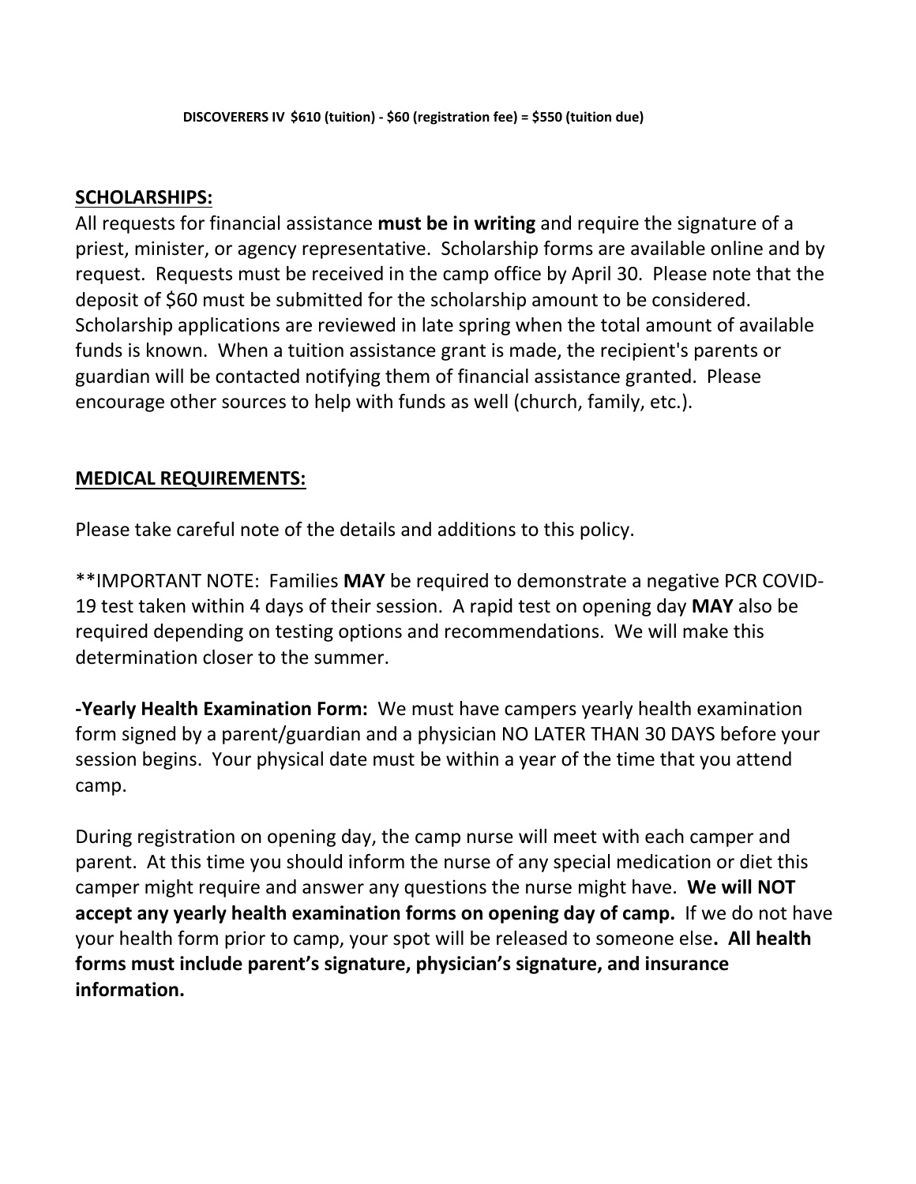**DISCOVERERS IV $610 (tuition) - $60 (registration fee) = $550 (tuition due)**

## SCHOLARSHIPS:

All requests for financial assistance **must be in writing** and require the signature of a priest, minister, or agency representative. Scholarship forms are available online and by request. Requests must be received in the camp office by April 30. Please note that the deposit of $60 must be submitted for the scholarship amount to be considered. Scholarship applications are reviewed in late spring when the total amount of available funds is known. When a tuition assistance grant is made, the recipient's parents or guardian will be contacted notifying them of financial assistance granted. Please encourage other sources to help with funds as well (church, family, etc.).

## MEDICAL REQUIREMENTS:

Please take careful note of the details and additions to this policy.

**IMPORTANT NOTE: Families **MAY** be required to demonstrate a negative PCR COVID-19 test taken within 4 days of their session. A rapid test on opening day **MAY** also be required depending on testing options and recommendations. We will make this determination closer to the summer.

**-Yearly Health Examination Form:** We must have campers yearly health examination form signed by a parent/guardian and a physician NO LATER THAN 30 DAYS before your session begins. Your physical date must be within a year of the time that you attend camp.

During registration on opening day, the camp nurse will meet with each camper and parent. At this time you should inform the nurse of any special medication or diet this camper might require and answer any questions the nurse might have. **We will NOT accept any yearly health examination forms on opening day of camp.** If we do not have your health form prior to camp, your spot will be released to someone else**. All health forms must include parent's signature, physician's signature, and insurance information.**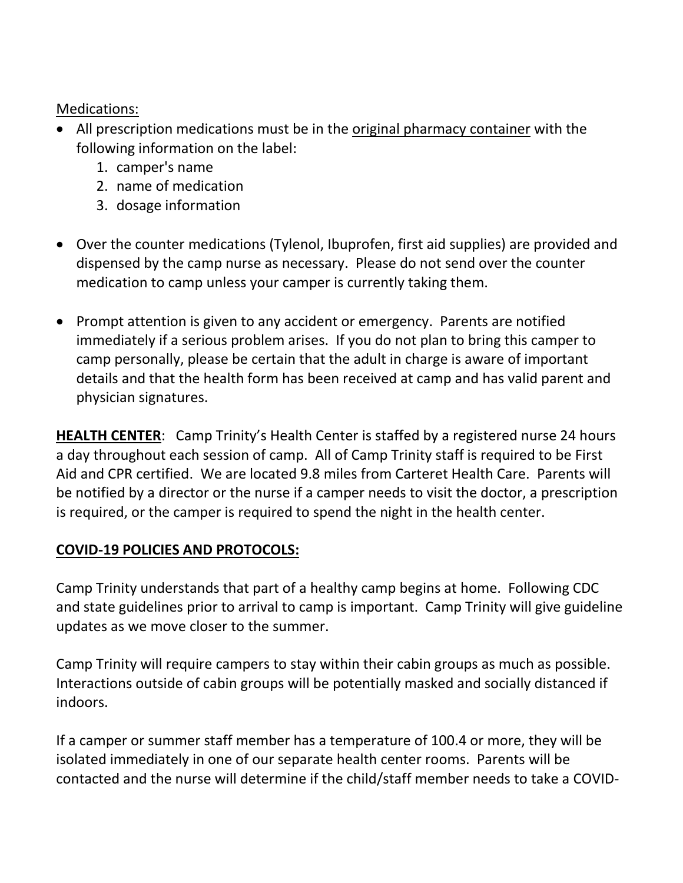<u>Medications:</u>

- All prescription medications must be in the <u>original pharmacy container</u> with the following information on the label:
    1. camper's name
    2. name of medication
    3. dosage information

- Over the counter medications (Tylenol, Ibuprofen, first aid supplies) are provided and dispensed by the camp nurse as necessary. Please do not send over the counter medication to camp unless your camper is currently taking them.

- Prompt attention is given to any accident or emergency. Parents are notified immediately if a serious problem arises. If you do not plan to bring this camper to camp personally, please be certain that the adult in charge is aware of important details and that the health form has been received at camp and has valid parent and physician signatures.

**<u>HEALTH CENTER</u>**: Camp Trinity's Health Center is staffed by a registered nurse 24 hours a day throughout each session of camp. All of Camp Trinity staff is required to be First Aid and CPR certified. We are located 9.8 miles from Carteret Health Care. Parents will be notified by a director or the nurse if a camper needs to visit the doctor, a prescription is required, or the camper is required to spend the night in the health center.

**<u>COVID-19 POLICIES AND PROTOCOLS:</u>**

Camp Trinity understands that part of a healthy camp begins at home. Following CDC and state guidelines prior to arrival to camp is important. Camp Trinity will give guideline updates as we move closer to the summer.

Camp Trinity will require campers to stay within their cabin groups as much as possible. Interactions outside of cabin groups will be potentially masked and socially distanced if indoors.

If a camper or summer staff member has a temperature of 100.4 or more, they will be isolated immediately in one of our separate health center rooms. Parents will be contacted and the nurse will determine if the child/staff member needs to take a COVID-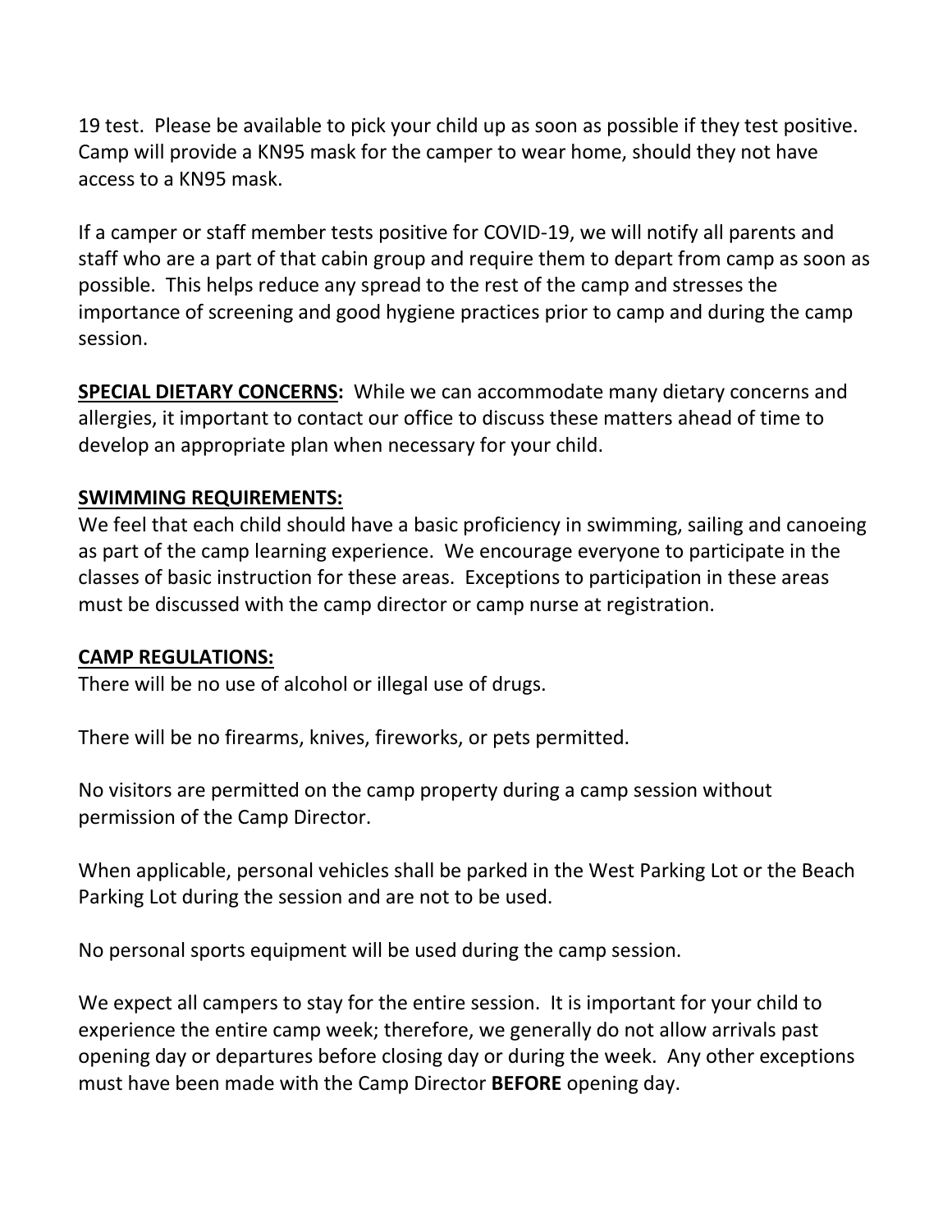19 test. Please be available to pick your child up as soon as possible if they test positive. Camp will provide a KN95 mask for the camper to wear home, should they not have access to a KN95 mask.

If a camper or staff member tests positive for COVID-19, we will notify all parents and staff who are a part of that cabin group and require them to depart from camp as soon as possible. This helps reduce any spread to the rest of the camp and stresses the importance of screening and good hygiene practices prior to camp and during the camp session.

**SPECIAL DIETARY CONCERNS:** While we can accommodate many dietary concerns and allergies, it important to contact our office to discuss these matters ahead of time to develop an appropriate plan when necessary for your child.

**SWIMMING REQUIREMENTS:**

We feel that each child should have a basic proficiency in swimming, sailing and canoeing as part of the camp learning experience. We encourage everyone to participate in the classes of basic instruction for these areas. Exceptions to participation in these areas must be discussed with the camp director or camp nurse at registration.

**CAMP REGULATIONS:**

There will be no use of alcohol or illegal use of drugs.

There will be no firearms, knives, fireworks, or pets permitted.

No visitors are permitted on the camp property during a camp session without permission of the Camp Director.

When applicable, personal vehicles shall be parked in the West Parking Lot or the Beach Parking Lot during the session and are not to be used.

No personal sports equipment will be used during the camp session.

We expect all campers to stay for the entire session. It is important for your child to experience the entire camp week; therefore, we generally do not allow arrivals past opening day or departures before closing day or during the week. Any other exceptions must have been made with the Camp Director **BEFORE** opening day.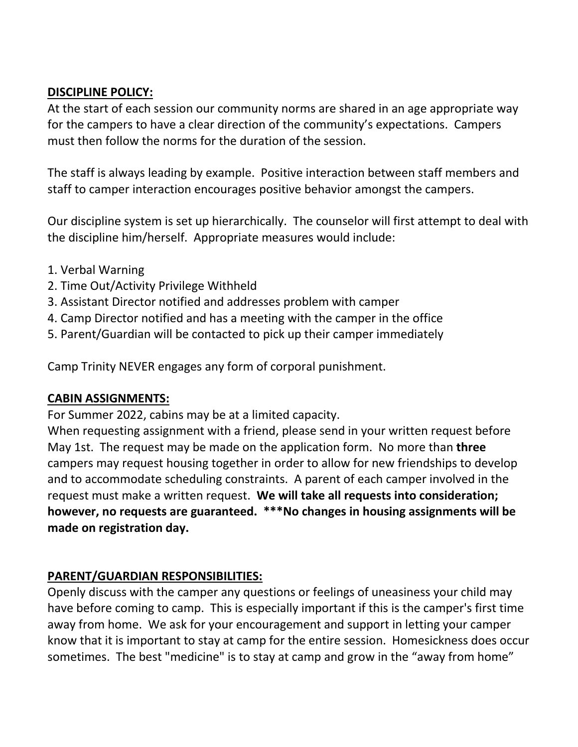## DISCIPLINE POLICY:

At the start of each session our community norms are shared in an age appropriate way for the campers to have a clear direction of the community's expectations. Campers must then follow the norms for the duration of the session.

The staff is always leading by example. Positive interaction between staff members and staff to camper interaction encourages positive behavior amongst the campers.

Our discipline system is set up hierarchically. The counselor will first attempt to deal with the discipline him/herself. Appropriate measures would include:

1. Verbal Warning
2. Time Out/Activity Privilege Withheld
3. Assistant Director notified and addresses problem with camper
4. Camp Director notified and has a meeting with the camper in the office
5. Parent/Guardian will be contacted to pick up their camper immediately

Camp Trinity NEVER engages any form of corporal punishment.

## CABIN ASSIGNMENTS:

For Summer 2022, cabins may be at a limited capacity.
When requesting assignment with a friend, please send in your written request before May 1st. The request may be made on the application form. No more than **three** campers may request housing together in order to allow for new friendships to develop and to accommodate scheduling constraints. A parent of each camper involved in the request must make a written request. **We will take all requests into consideration; however, no requests are guaranteed. \*\*\*No changes in housing assignments will be made on registration day.**

## PARENT/GUARDIAN RESPONSIBILITIES:

Openly discuss with the camper any questions or feelings of uneasiness your child may have before coming to camp. This is especially important if this is the camper's first time away from home. We ask for your encouragement and support in letting your camper know that it is important to stay at camp for the entire session. Homesickness does occur sometimes. The best "medicine" is to stay at camp and grow in the "away from home"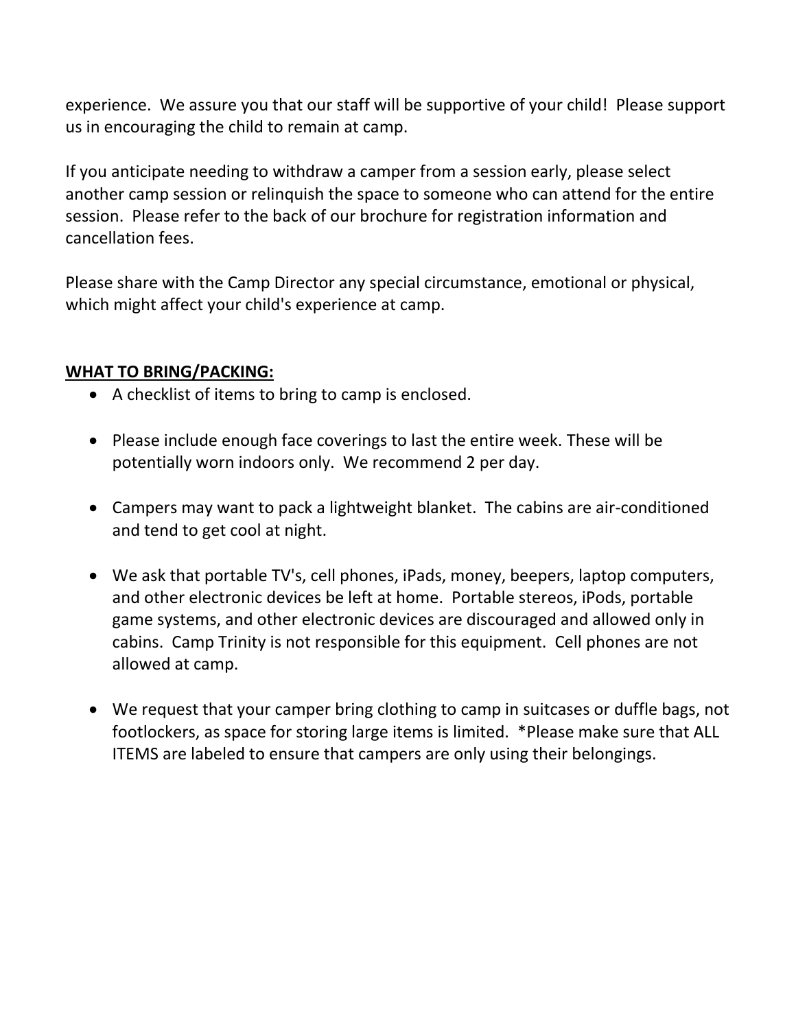experience.  We assure you that our staff will be supportive of your child!  Please support us in encouraging the child to remain at camp.

If you anticipate needing to withdraw a camper from a session early, please select another camp session or relinquish the space to someone who can attend for the entire session.  Please refer to the back of our brochure for registration information and cancellation fees.

Please share with the Camp Director any special circumstance, emotional or physical, which might affect your child's experience at camp.

**WHAT TO BRING/PACKING:**

- A checklist of items to bring to camp is enclosed.
- Please include enough face coverings to last the entire week. These will be potentially worn indoors only.  We recommend 2 per day.
- Campers may want to pack a lightweight blanket.  The cabins are air-conditioned and tend to get cool at night.
- We ask that portable TV's, cell phones, iPads, money, beepers, laptop computers, and other electronic devices be left at home.  Portable stereos, iPods, portable game systems, and other electronic devices are discouraged and allowed only in cabins.  Camp Trinity is not responsible for this equipment.  Cell phones are not allowed at camp.
- We request that your camper bring clothing to camp in suitcases or duffle bags, not footlockers, as space for storing large items is limited.  *Please make sure that ALL ITEMS are labeled to ensure that campers are only using their belongings.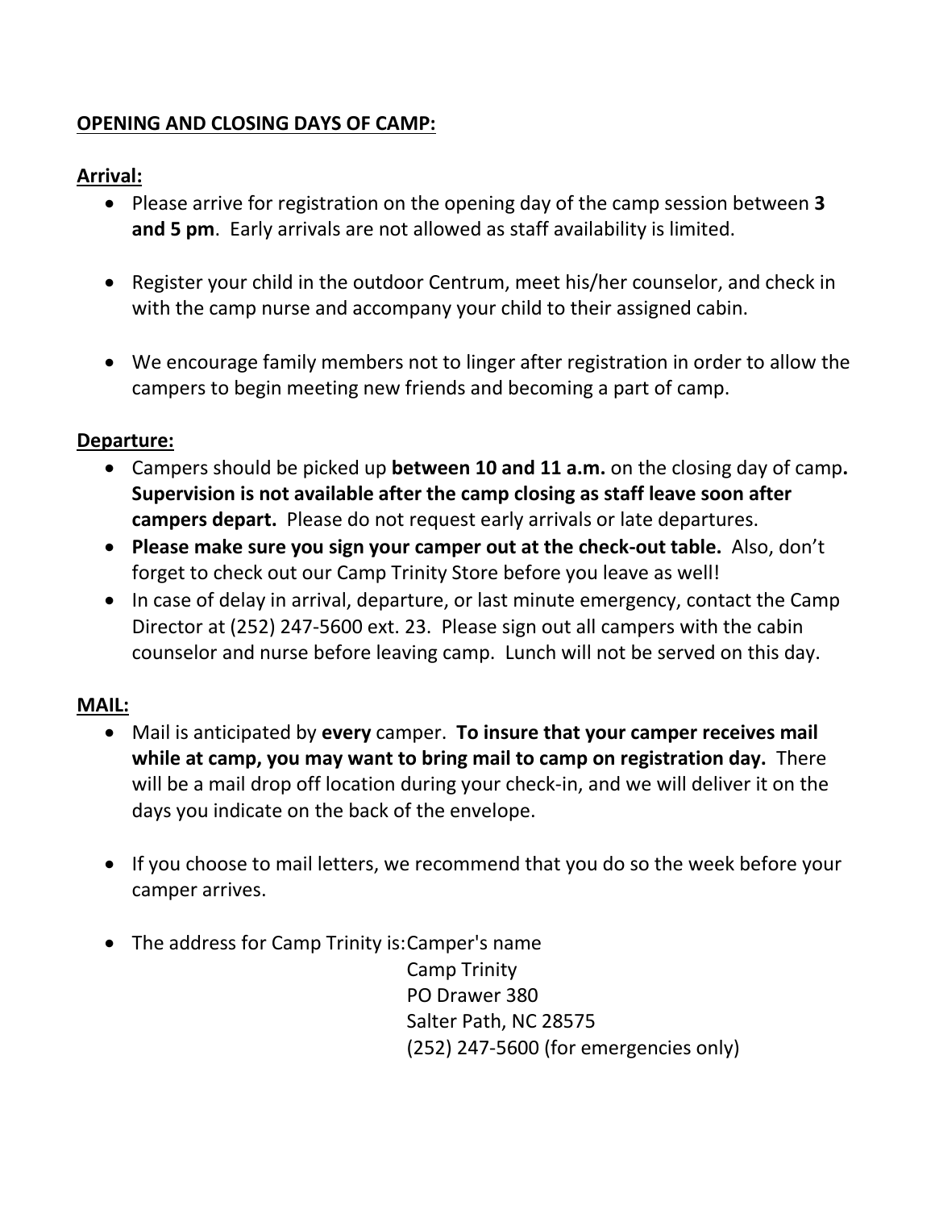## OPENING AND CLOSING DAYS OF CAMP:

### Arrival:

- Please arrive for registration on the opening day of the camp session between **3 and 5 pm**. Early arrivals are not allowed as staff availability is limited.

- Register your child in the outdoor Centrum, meet his/her counselor, and check in with the camp nurse and accompany your child to their assigned cabin.

- We encourage family members not to linger after registration in order to allow the campers to begin meeting new friends and becoming a part of camp.

### Departure:

- Campers should be picked up **between 10 and 11 a.m.** on the closing day of camp**. Supervision is not available after the camp closing as staff leave soon after campers depart.** Please do not request early arrivals or late departures.
- **Please make sure you sign your camper out at the check-out table.** Also, don't forget to check out our Camp Trinity Store before you leave as well!
- In case of delay in arrival, departure, or last minute emergency, contact the Camp Director at (252) 247-5600 ext. 23. Please sign out all campers with the cabin counselor and nurse before leaving camp. Lunch will not be served on this day.

### MAIL:

- Mail is anticipated by **every** camper. **To insure that your camper receives mail while at camp, you may want to bring mail to camp on registration day.** There will be a mail drop off location during your check-in, and we will deliver it on the days you indicate on the back of the envelope.

- If you choose to mail letters, we recommend that you do so the week before your camper arrives.

- The address for Camp Trinity is: Camper's name
  Camp Trinity
  PO Drawer 380
  Salter Path, NC 28575
  (252) 247-5600 (for emergencies only)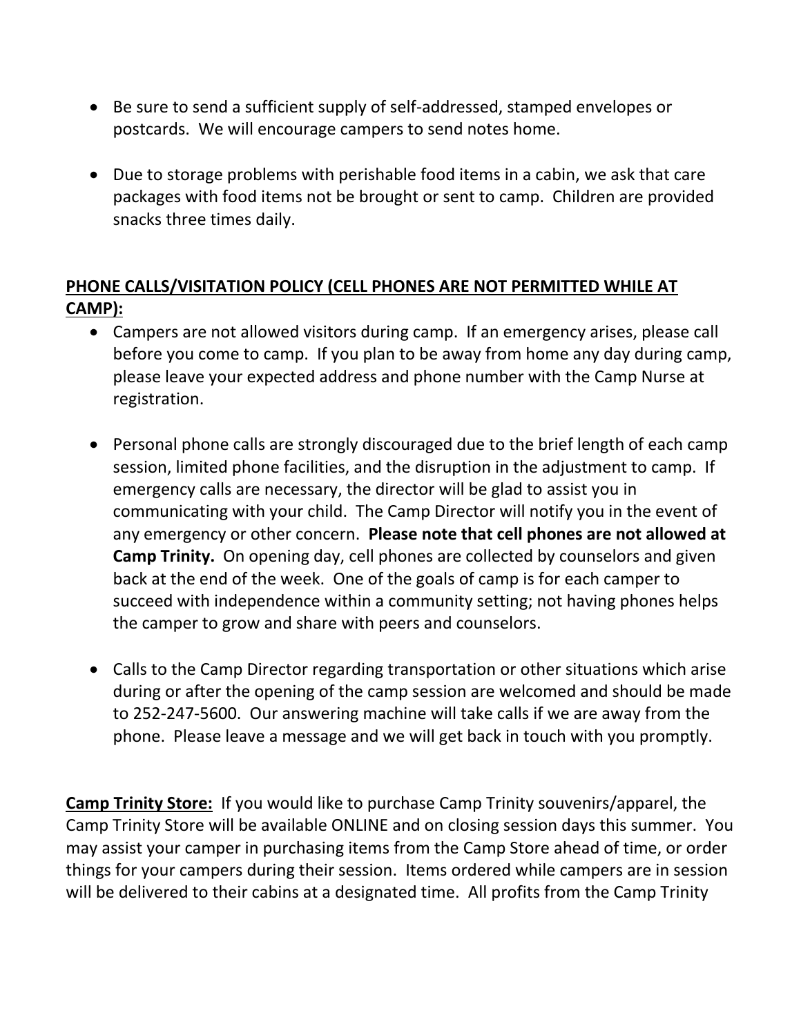- Be sure to send a sufficient supply of self-addressed, stamped envelopes or postcards. We will encourage campers to send notes home.
- Due to storage problems with perishable food items in a cabin, we ask that care packages with food items not be brought or sent to camp. Children are provided snacks three times daily.

## PHONE CALLS/VISITATION POLICY (CELL PHONES ARE NOT PERMITTED WHILE AT CAMP):

- Campers are not allowed visitors during camp. If an emergency arises, please call before you come to camp. If you plan to be away from home any day during camp, please leave your expected address and phone number with the Camp Nurse at registration.
- Personal phone calls are strongly discouraged due to the brief length of each camp session, limited phone facilities, and the disruption in the adjustment to camp. If emergency calls are necessary, the director will be glad to assist you in communicating with your child. The Camp Director will notify you in the event of any emergency or other concern. **Please note that cell phones are not allowed at Camp Trinity.** On opening day, cell phones are collected by counselors and given back at the end of the week. One of the goals of camp is for each camper to succeed with independence within a community setting; not having phones helps the camper to grow and share with peers and counselors.
- Calls to the Camp Director regarding transportation or other situations which arise during or after the opening of the camp session are welcomed and should be made to 252-247-5600. Our answering machine will take calls if we are away from the phone. Please leave a message and we will get back in touch with you promptly.

**Camp Trinity Store:** If you would like to purchase Camp Trinity souvenirs/apparel, the Camp Trinity Store will be available ONLINE and on closing session days this summer. You may assist your camper in purchasing items from the Camp Store ahead of time, or order things for your campers during their session. Items ordered while campers are in session will be delivered to their cabins at a designated time. All profits from the Camp Trinity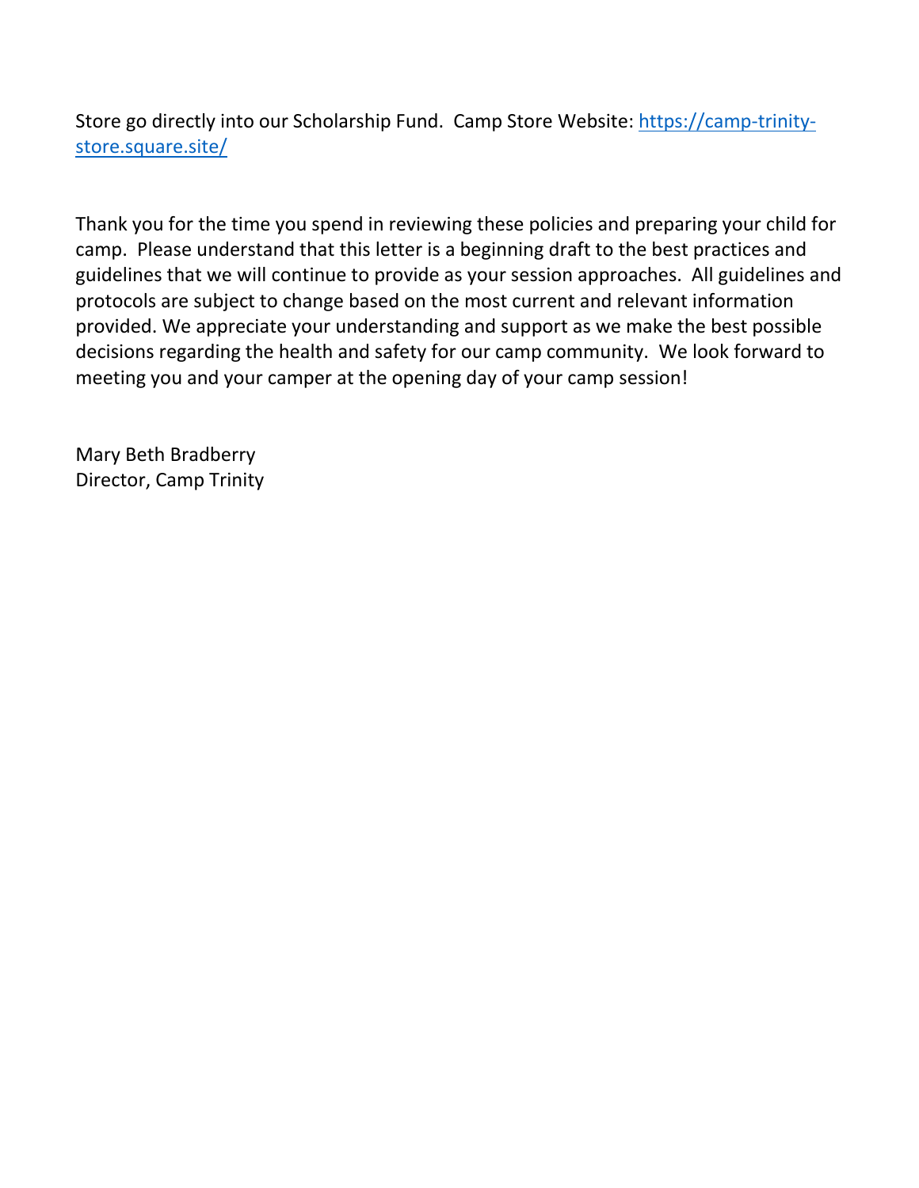Store go directly into our Scholarship Fund.  Camp Store Website: [https://camp-trinity-store.square.site/](https://camp-trinity-store.square.site/)

Thank you for the time you spend in reviewing these policies and preparing your child for camp.  Please understand that this letter is a beginning draft to the best practices and guidelines that we will continue to provide as your session approaches.  All guidelines and protocols are subject to change based on the most current and relevant information provided. We appreciate your understanding and support as we make the best possible decisions regarding the health and safety for our camp community.  We look forward to meeting you and your camper at the opening day of your camp session!

Mary Beth Bradberry
Director, Camp Trinity